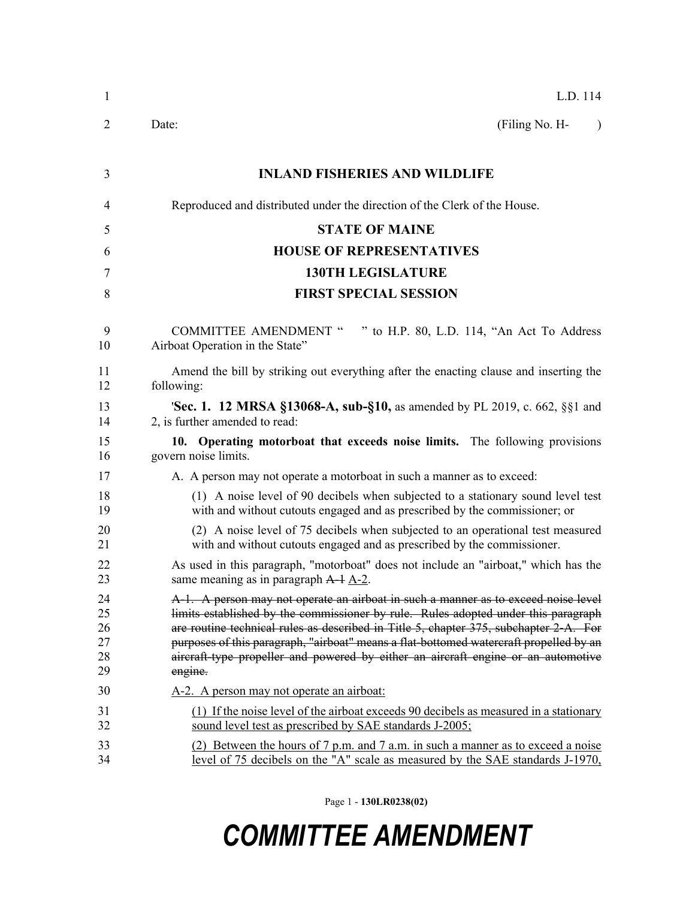L.D. 114

Date: (Filing No. H- )

# INLAND FISHERIES AND WILDLIFE

Reproduced and distributed under the direction of the Clerk of the House.

## STATE OF MAINE
## HOUSE OF REPRESENTATIVES
## 130TH LEGISLATURE
## FIRST SPECIAL SESSION

COMMITTEE AMENDMENT " " to H.P. 80, L.D. 114, "An Act To Address Airboat Operation in the State"

Amend the bill by striking out everything after the enacting clause and inserting the following:

'**Sec. 1. 12 MRSA §13068-A, sub-§10,** as amended by PL 2019, c. 662, §§1 and 2, is further amended to read:

**10. Operating motorboat that exceeds noise limits.** The following provisions govern noise limits.

A. A person may not operate a motorboat in such a manner as to exceed:

(1) A noise level of 90 decibels when subjected to a stationary sound level test with and without cutouts engaged and as prescribed by the commissioner; or

(2) A noise level of 75 decibels when subjected to an operational test measured with and without cutouts engaged and as prescribed by the commissioner.

As used in this paragraph, "motorboat" does not include an "airboat," which has the same meaning as in paragraph ~~A-1~~ <u>A-2</u>.

~~A-1. A person may not operate an airboat in such a manner as to exceed noise level limits established by the commissioner by rule. Rules adopted under this paragraph are routine technical rules as described in Title 5, chapter 375, subchapter 2-A. For purposes of this paragraph, "airboat" means a flat-bottomed watercraft propelled by an aircraft-type propeller and powered by either an aircraft engine or an automotive engine.~~

<u>A-2. A person may not operate an airboat:</u>

<u>(1) If the noise level of the airboat exceeds 90 decibels as measured in a stationary sound level test as prescribed by SAE standards J-2005;</u>

<u>(2) Between the hours of 7 p.m. and 7 a.m. in such a manner as to exceed a noise level of 75 decibels on the "A" scale as measured by the SAE standards J-1970,</u>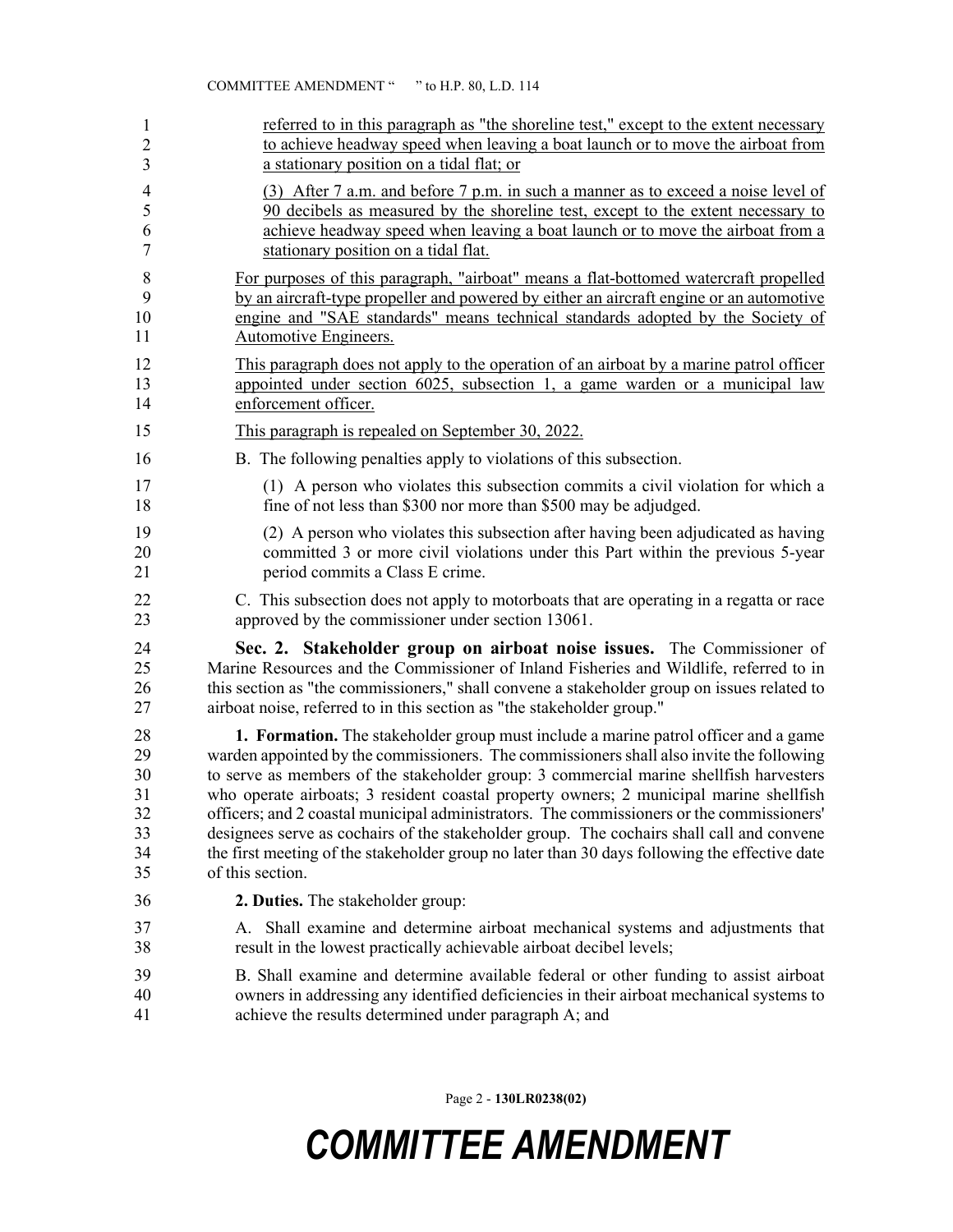referred to in this paragraph as "the shoreline test," except to the extent necessary to achieve headway speed when leaving a boat launch or to move the airboat from a stationary position on a tidal flat; or

(3) After 7 a.m. and before 7 p.m. in such a manner as to exceed a noise level of 90 decibels as measured by the shoreline test, except to the extent necessary to achieve headway speed when leaving a boat launch or to move the airboat from a stationary position on a tidal flat.

For purposes of this paragraph, "airboat" means a flat-bottomed watercraft propelled by an aircraft-type propeller and powered by either an aircraft engine or an automotive engine and "SAE standards" means technical standards adopted by the Society of Automotive Engineers.

This paragraph does not apply to the operation of an airboat by a marine patrol officer appointed under section 6025, subsection 1, a game warden or a municipal law enforcement officer.

This paragraph is repealed on September 30, 2022.

B. The following penalties apply to violations of this subsection.

(1) A person who violates this subsection commits a civil violation for which a fine of not less than $300 nor more than $500 may be adjudged.

(2) A person who violates this subsection after having been adjudicated as having committed 3 or more civil violations under this Part within the previous 5-year period commits a Class E crime.

C. This subsection does not apply to motorboats that are operating in a regatta or race approved by the commissioner under section 13061.

**Sec. 2. Stakeholder group on airboat noise issues.** The Commissioner of Marine Resources and the Commissioner of Inland Fisheries and Wildlife, referred to in this section as "the commissioners," shall convene a stakeholder group on issues related to airboat noise, referred to in this section as "the stakeholder group."

**1. Formation.** The stakeholder group must include a marine patrol officer and a game warden appointed by the commissioners. The commissioners shall also invite the following to serve as members of the stakeholder group: 3 commercial marine shellfish harvesters who operate airboats; 3 resident coastal property owners; 2 municipal marine shellfish officers; and 2 coastal municipal administrators. The commissioners or the commissioners' designees serve as cochairs of the stakeholder group. The cochairs shall call and convene the first meeting of the stakeholder group no later than 30 days following the effective date of this section.

**2. Duties.** The stakeholder group:

A. Shall examine and determine airboat mechanical systems and adjustments that result in the lowest practically achievable airboat decibel levels;

B. Shall examine and determine available federal or other funding to assist airboat owners in addressing any identified deficiencies in their airboat mechanical systems to achieve the results determined under paragraph A; and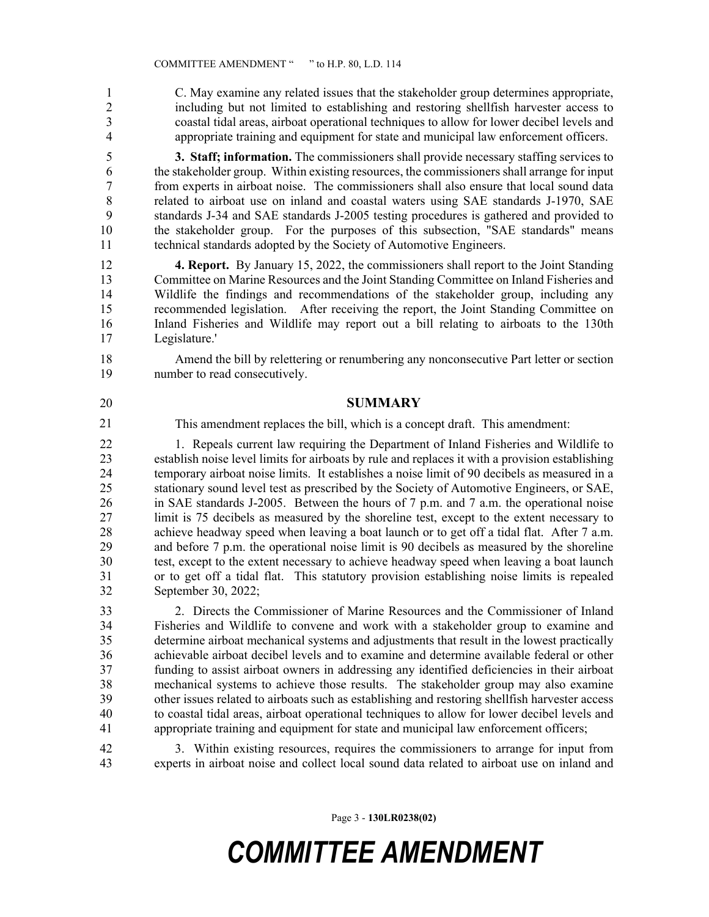C. May examine any related issues that the stakeholder group determines appropriate, including but not limited to establishing and restoring shellfish harvester access to coastal tidal areas, airboat operational techniques to allow for lower decibel levels and appropriate training and equipment for state and municipal law enforcement officers.

**3. Staff; information.** The commissioners shall provide necessary staffing services to the stakeholder group. Within existing resources, the commissioners shall arrange for input from experts in airboat noise. The commissioners shall also ensure that local sound data related to airboat use on inland and coastal waters using SAE standards J-1970, SAE standards J-34 and SAE standards J-2005 testing procedures is gathered and provided to the stakeholder group. For the purposes of this subsection, "SAE standards" means technical standards adopted by the Society of Automotive Engineers.

**4. Report.** By January 15, 2022, the commissioners shall report to the Joint Standing Committee on Marine Resources and the Joint Standing Committee on Inland Fisheries and Wildlife the findings and recommendations of the stakeholder group, including any recommended legislation. After receiving the report, the Joint Standing Committee on Inland Fisheries and Wildlife may report out a bill relating to airboats to the 130th Legislature.'

Amend the bill by relettering or renumbering any nonconsecutive Part letter or section number to read consecutively.

## SUMMARY

This amendment replaces the bill, which is a concept draft. This amendment:

1. Repeals current law requiring the Department of Inland Fisheries and Wildlife to establish noise level limits for airboats by rule and replaces it with a provision establishing temporary airboat noise limits. It establishes a noise limit of 90 decibels as measured in a stationary sound level test as prescribed by the Society of Automotive Engineers, or SAE, in SAE standards J-2005. Between the hours of 7 p.m. and 7 a.m. the operational noise limit is 75 decibels as measured by the shoreline test, except to the extent necessary to achieve headway speed when leaving a boat launch or to get off a tidal flat. After 7 a.m. and before 7 p.m. the operational noise limit is 90 decibels as measured by the shoreline test, except to the extent necessary to achieve headway speed when leaving a boat launch or to get off a tidal flat. This statutory provision establishing noise limits is repealed September 30, 2022;

2. Directs the Commissioner of Marine Resources and the Commissioner of Inland Fisheries and Wildlife to convene and work with a stakeholder group to examine and determine airboat mechanical systems and adjustments that result in the lowest practically achievable airboat decibel levels and to examine and determine available federal or other funding to assist airboat owners in addressing any identified deficiencies in their airboat mechanical systems to achieve those results. The stakeholder group may also examine other issues related to airboats such as establishing and restoring shellfish harvester access to coastal tidal areas, airboat operational techniques to allow for lower decibel levels and appropriate training and equipment for state and municipal law enforcement officers;

3. Within existing resources, requires the commissioners to arrange for input from experts in airboat noise and collect local sound data related to airboat use on inland and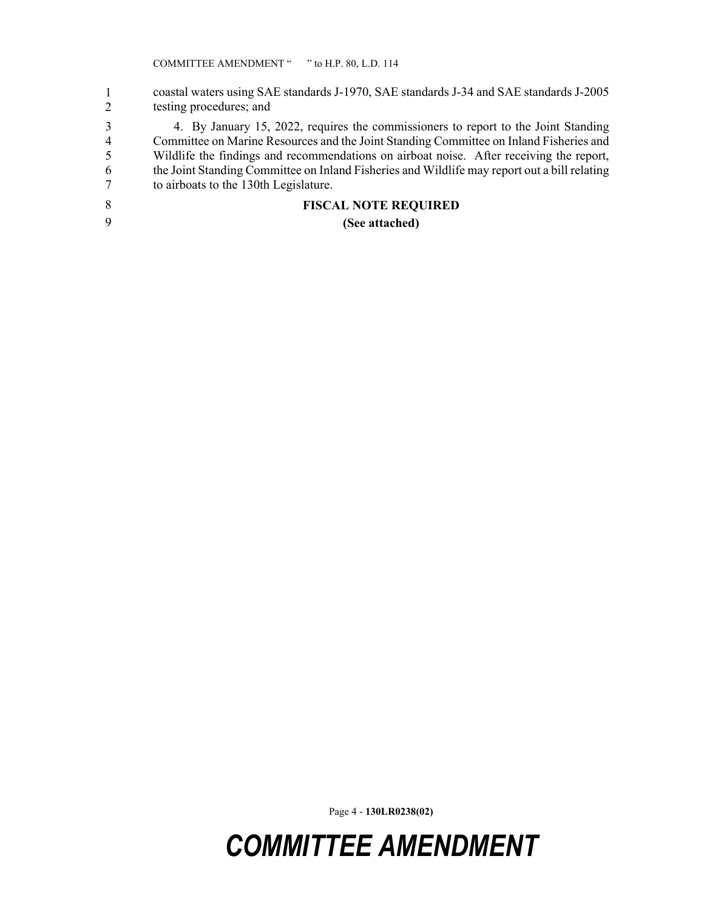coastal waters using SAE standards J-1970, SAE standards J-34 and SAE standards J-2005 testing procedures; and

4. By January 15, 2022, requires the commissioners to report to the Joint Standing Committee on Marine Resources and the Joint Standing Committee on Inland Fisheries and Wildlife the findings and recommendations on airboat noise. After receiving the report, the Joint Standing Committee on Inland Fisheries and Wildlife may report out a bill relating to airboats to the 130th Legislature.

**FISCAL NOTE REQUIRED**

**(See attached)**